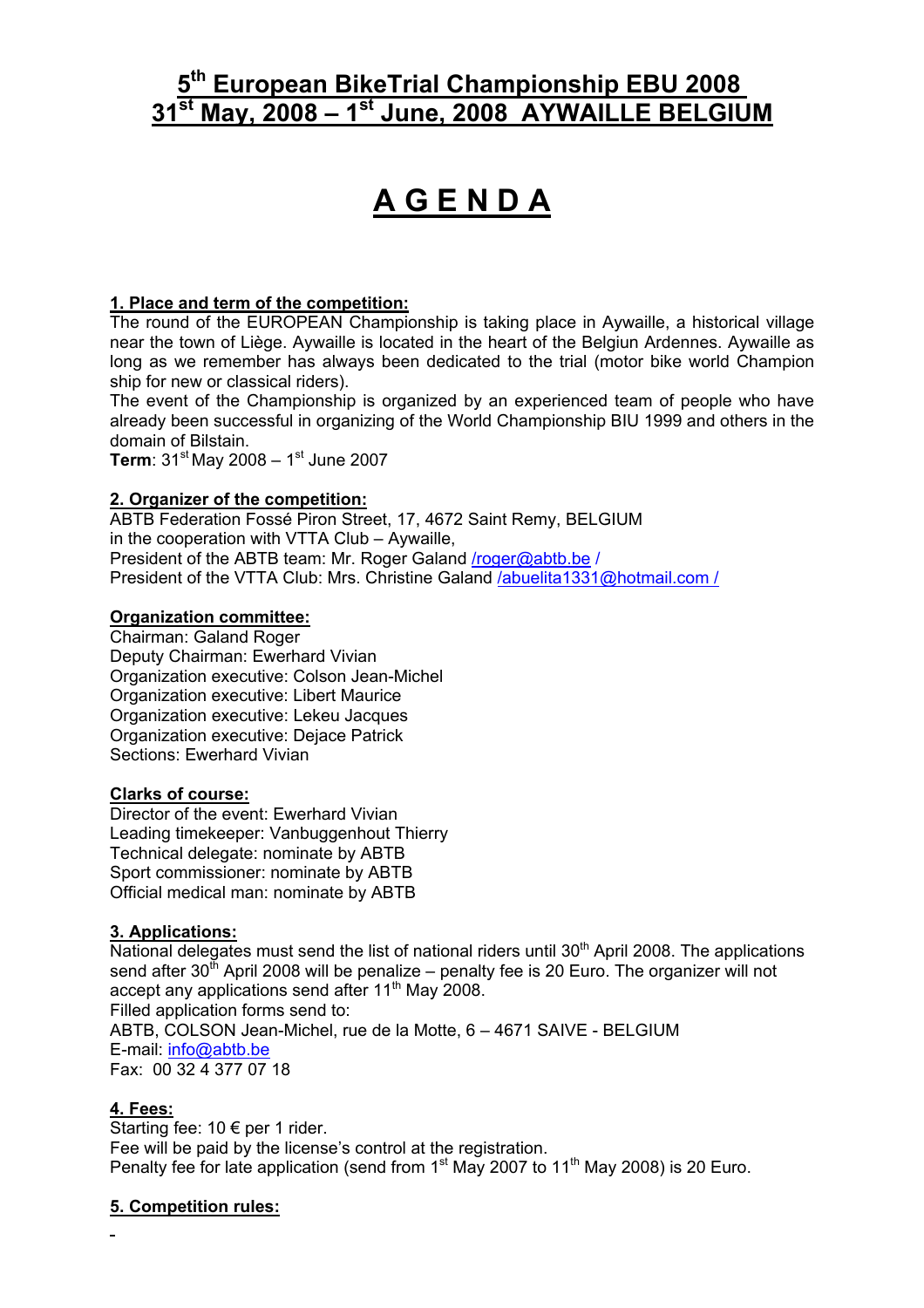# 5th European BikeTrial Championship EBU 2008
# 31st May, 2008 – 1st June, 2008 AYWAILLE BELGIUM

# A G E N D A

**1. Place and term of the competition:**

The round of the EUROPEAN Championship is taking place in Aywaille, a historical village near the town of Liège. Aywaille is located in the heart of the Belgiun Ardennes. Aywaille as long as we remember has always been dedicated to the trial (motor bike world Champion ship for new or classical riders).

The event of the Championship is organized by an experienced team of people who have already been successful in organizing of the World Championship BIU 1999 and others in the domain of Bilstain.

**Term**: 31st May 2008 – 1st June 2007

**2. Organizer of the competition:**

ABTB Federation Fossé Piron Street, 17, 4672 Saint Remy, BELGIUM
in the cooperation with VTTA Club – Aywaille,
President of the ABTB team: Mr. Roger Galand /roger@abtb.be /
President of the VTTA Club: Mrs. Christine Galand /abuelita1331@hotmail.com /

**Organization committee:**

Chairman: Galand Roger
Deputy Chairman: Ewerhard Vivian
Organization executive: Colson Jean-Michel
Organization executive: Libert Maurice
Organization executive: Lekeu Jacques
Organization executive: Dejace Patrick
Sections: Ewerhard Vivian

**Clarks of course:**

Director of the event: Ewerhard Vivian
Leading timekeeper: Vanbuggenhout Thierry
Technical delegate: nominate by ABTB
Sport commissioner: nominate by ABTB
Official medical man: nominate by ABTB

**3. Applications:**

National delegates must send the list of national riders until 30th April 2008. The applications send after 30th April 2008 will be penalize – penalty fee is 20 Euro. The organizer will not accept any applications send after 11th May 2008.
Filled application forms send to:
ABTB, COLSON Jean-Michel, rue de la Motte, 6 – 4671 SAIVE - BELGIUM
E-mail: info@abtb.be
Fax: 00 32 4 377 07 18

**4. Fees:**

Starting fee: 10 € per 1 rider.
Fee will be paid by the license's control at the registration.
Penalty fee for late application (send from 1st May 2007 to 11th May 2008) is 20 Euro.

**5. Competition rules:**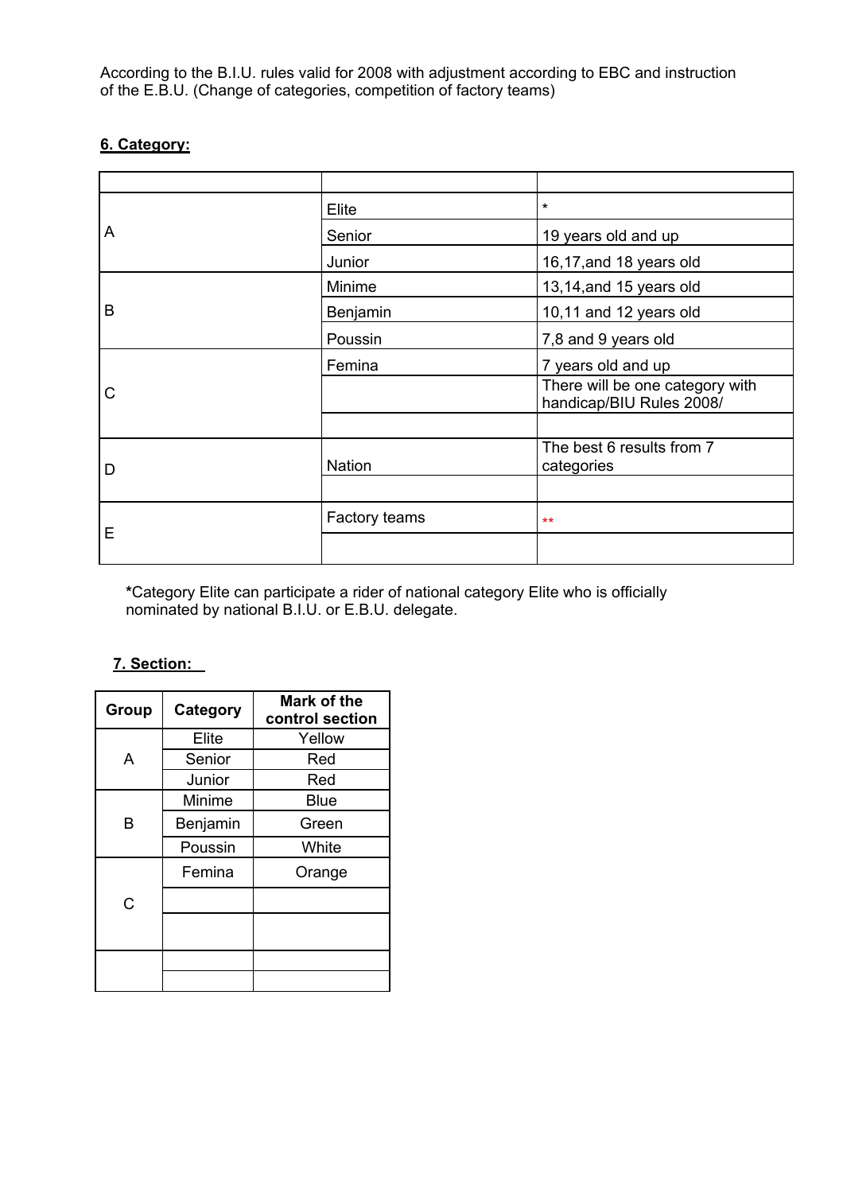According to the B.I.U. rules valid for 2008 with adjustment according to EBC and instruction of the E.B.U. (Change of categories, competition of factory teams)

## 6. Category:

| | | |
|---|---|---|
| A | Elite | * |
| | Senior | 19 years old and up |
| | Junior | 16,17,and 18 years old |
| B | Minime | 13,14,and 15 years old |
| | Benjamin | 10,11 and 12 years old |
| | Poussin | 7,8 and 9 years old |
| C | Femina | 7 years old and up |
| | | There will be one category with handicap/BIU Rules 2008/ |
| | | |
| D | Nation | The best 6 results from 7 categories |
| | | |
| E | Factory teams | ** |
| | | |

***Category Elite can participate a rider of national category Elite who is officially nominated by national B.I.U. or E.B.U. delegate.

## 7. Section:

| Group | Category | Mark of the control section |
|---|---|---|
| A | Elite | Yellow |
| | Senior | Red |
| | Junior | Red |
| B | Minime | Blue |
| | Benjamin | Green |
| | Poussin | White |
| C | Femina | Orange |
| | | |
| | | |
| | | |
| | | |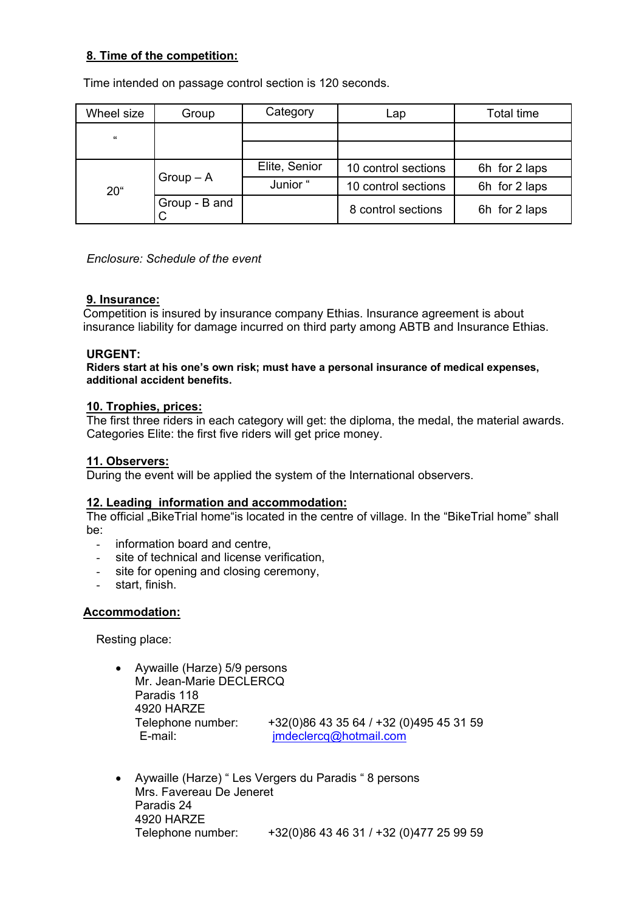## 8. Time of the competition:

Time intended on passage control section is 120 seconds.

| Wheel size | Group | Category | Lap | Total time |
|---|---|---|---|---|
| " | | | | |
| | | | | |
| 20" | Group – A | Elite, Senior | 10 control sections | 6h for 2 laps |
| | | Junior " | 10 control sections | 6h for 2 laps |
| | Group - B and C | | 8 control sections | 6h for 2 laps |

*Enclosure: Schedule of the event*

## 9. Insurance:

Competition is insured by insurance company Ethias. Insurance agreement is about insurance liability for damage incurred on third party among ABTB and Insurance Ethias.

**URGENT:**

**Riders start at his one's own risk; must have a personal insurance of medical expenses, additional accident benefits.**

## 10. Trophies, prices:

The first three riders in each category will get: the diploma, the medal, the material awards. Categories Elite: the first five riders will get price money.

## 11. Observers:

During the event will be applied the system of the International observers.

## 12. Leading information and accommodation:

The official „BikeTrial home"is located in the centre of village. In the "BikeTrial home" shall be:

- information board and centre,
- site of technical and license verification,
- site for opening and closing ceremony,
- start, finish.

## Accommodation:

Resting place:

- Aywaille (Harze) 5/9 persons
  Mr. Jean-Marie DECLERCQ
  Paradis 118
  4920 HARZE
  Telephone number: +32(0)86 43 35 64 / +32 (0)495 45 31 59
  E-mail: jmdeclercq@hotmail.com

- Aywaille (Harze) " Les Vergers du Paradis " 8 persons
  Mrs. Favereau De Jeneret
  Paradis 24
  4920 HARZE
  Telephone number: +32(0)86 43 46 31 / +32 (0)477 25 99 59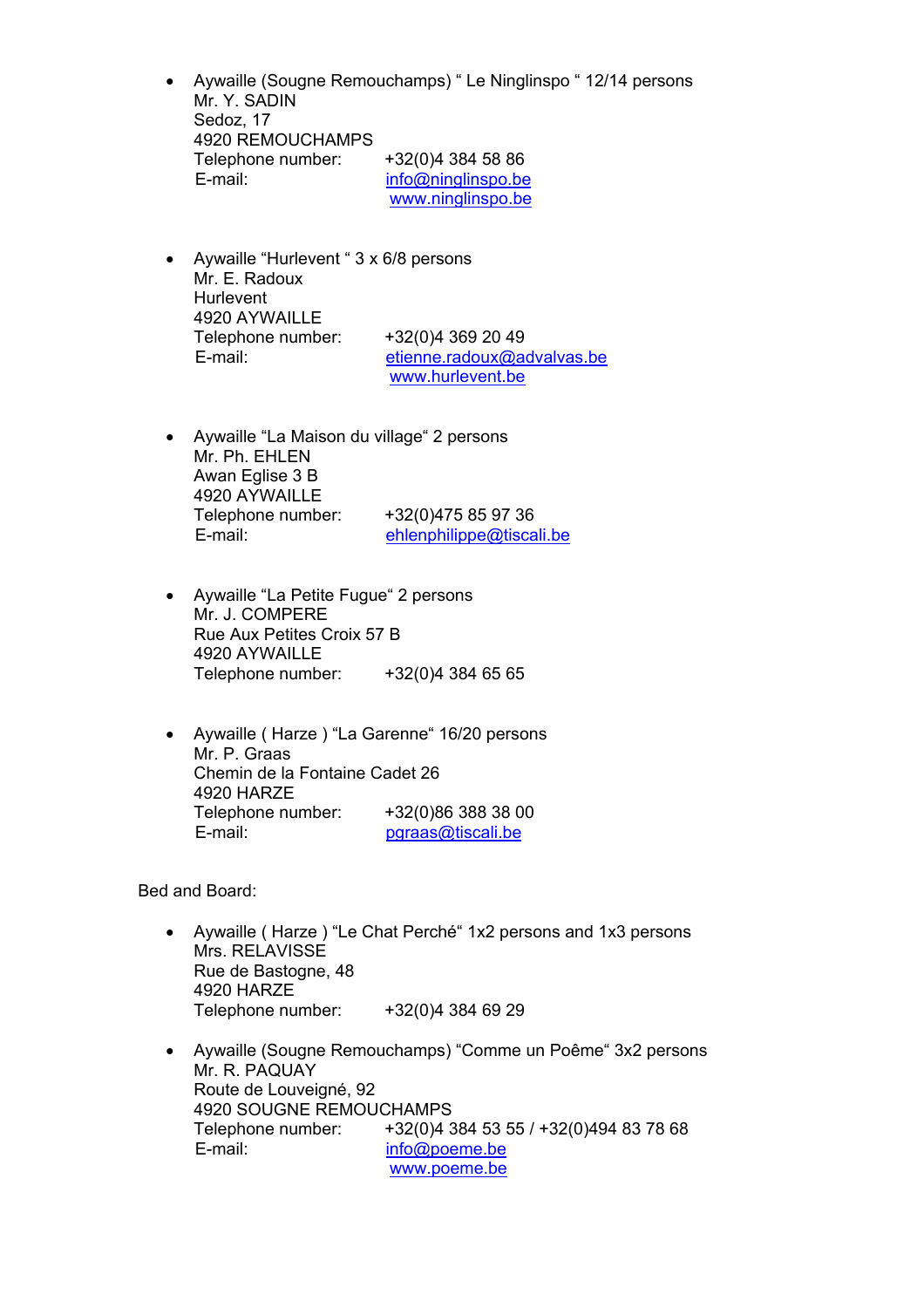- Aywaille (Sougne Remouchamps) " Le Ninglinspo " 12/14 persons
  Mr. Y. SADIN
  Sedoz, 17
  4920 REMOUCHAMPS
  Telephone number: +32(0)4 384 58 86
  E-mail: info@ninglinspo.be
  www.ninglinspo.be

- Aywaille "Hurlevent " 3 x 6/8 persons
  Mr. E. Radoux
  Hurlevent
  4920 AYWAILLE
  Telephone number: +32(0)4 369 20 49
  E-mail: etienne.radoux@advalvas.be
  www.hurlevent.be

- Aywaille "La Maison du village" 2 persons
  Mr. Ph. EHLEN
  Awan Eglise 3 B
  4920 AYWAILLE
  Telephone number: +32(0)475 85 97 36
  E-mail: ehlenphilippe@tiscali.be

- Aywaille "La Petite Fugue" 2 persons
  Mr. J. COMPERE
  Rue Aux Petites Croix 57 B
  4920 AYWAILLE
  Telephone number: +32(0)4 384 65 65

- Aywaille ( Harze ) "La Garenne" 16/20 persons
  Mr. P. Graas
  Chemin de la Fontaine Cadet 26
  4920 HARZE
  Telephone number: +32(0)86 388 38 00
  E-mail: pgraas@tiscali.be

Bed and Board:

- Aywaille ( Harze ) "Le Chat Perché" 1x2 persons and 1x3 persons
  Mrs. RELAVISSE
  Rue de Bastogne, 48
  4920 HARZE
  Telephone number: +32(0)4 384 69 29

- Aywaille (Sougne Remouchamps) "Comme un Poême" 3x2 persons
  Mr. R. PAQUAY
  Route de Louveigné, 92
  4920 SOUGNE REMOUCHAMPS
  Telephone number: +32(0)4 384 53 55 / +32(0)494 83 78 68
  E-mail: info@poeme.be
  www.poeme.be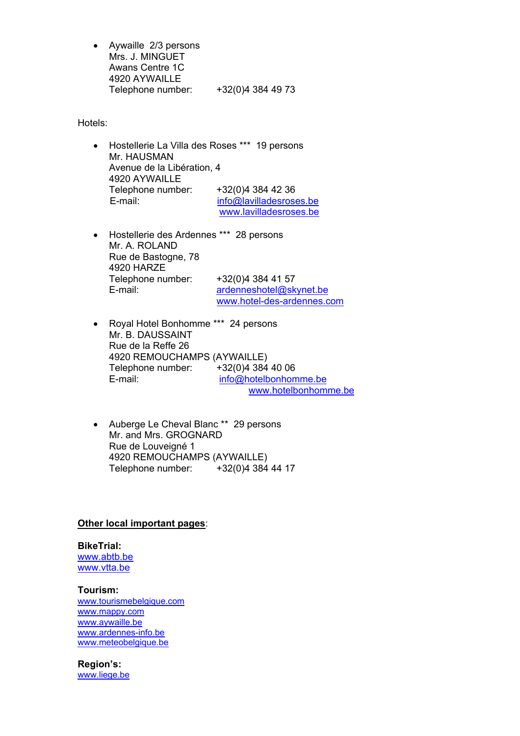- Aywaille 2/3 persons
  Mrs. J. MINGUET
  Awans Centre 1C
  4920 AYWAILLE
  Telephone number: +32(0)4 384 49 73

Hotels:

- Hostellerie La Villa des Roses *** 19 persons
  Mr. HAUSMAN
  Avenue de la Libération, 4
  4920 AYWAILLE
  Telephone number: +32(0)4 384 42 36
  E-mail: info@lavilladesroses.be
  www.lavilladesroses.be

- Hostellerie des Ardennes *** 28 persons
  Mr. A. ROLAND
  Rue de Bastogne, 78
  4920 HARZE
  Telephone number: +32(0)4 384 41 57
  E-mail: ardenneshotel@skynet.be
  www.hotel-des-ardennes.com

- Royal Hotel Bonhomme *** 24 persons
  Mr. B. DAUSSAINT
  Rue de la Reffe 26
  4920 REMOUCHAMPS (AYWAILLE)
  Telephone number: +32(0)4 384 40 06
  E-mail: info@hotelbonhomme.be
  www.hotelbonhomme.be

- Auberge Le Cheval Blanc ** 29 persons
  Mr. and Mrs. GROGNARD
  Rue de Louveigné 1
  4920 REMOUCHAMPS (AYWAILLE)
  Telephone number: +32(0)4 384 44 17

**Other local important pages**:

**BikeTrial:**
www.abtb.be
www.vtta.be

**Tourism:**
www.tourismebelgique.com
www.mappy.com
www.aywaille.be
www.ardennes-info.be
www.meteobelgique.be

**Region's:**
www.liege.be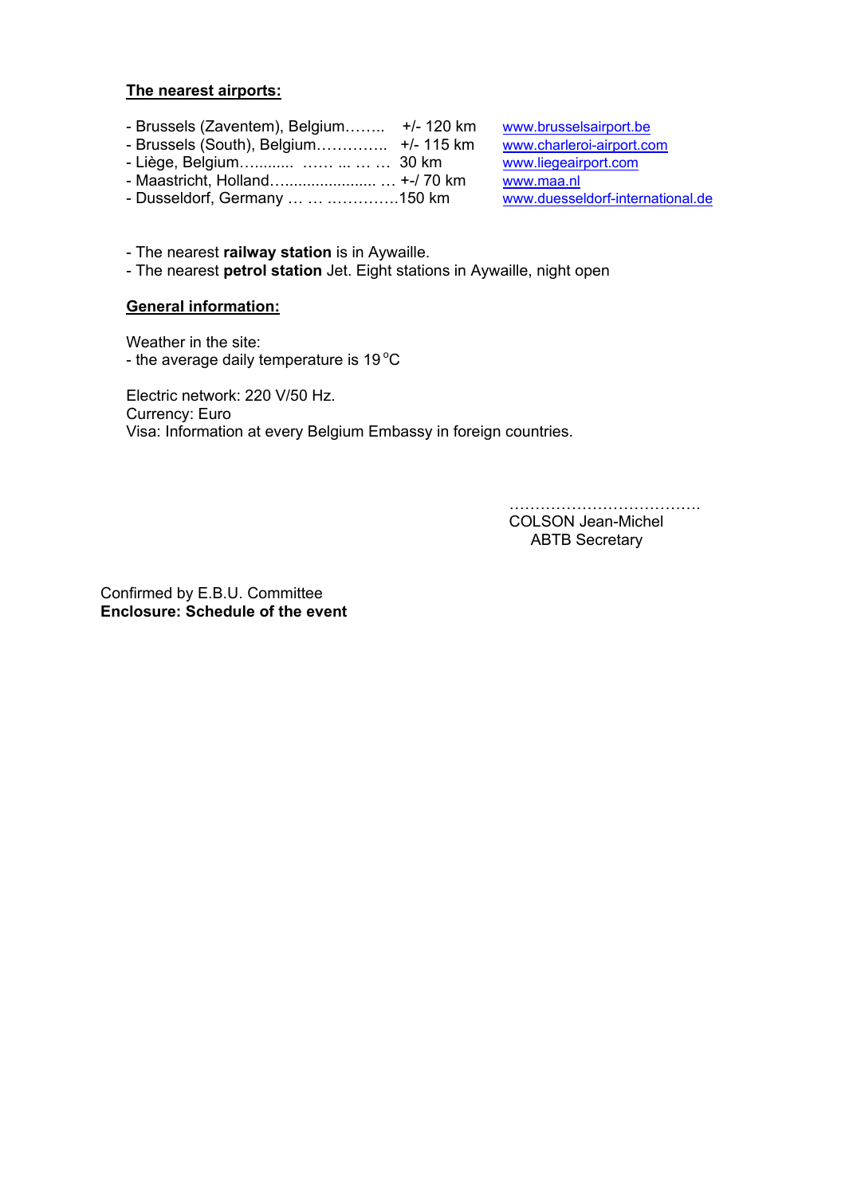**The nearest airports:**

- Brussels (Zaventem), Belgium…….. +/- 120 km www.brusselsairport.be
- Brussels (South), Belgium………….. +/- 115 km www.charleroi-airport.com
- Liège, Belgium…......... …… ... … … 30 km www.liegeairport.com
- Maastricht, Holland…..................... … +-/ 70 km www.maa.nl
- Dusseldorf, Germany … … …………..150 km www.duesseldorf-international.de

- The nearest **railway station** is in Aywaille.
- The nearest **petrol station** Jet. Eight stations in Aywaille, night open

**General information:**

Weather in the site:
- the average daily temperature is 19 °C

Electric network: 220 V/50 Hz.
Currency: Euro
Visa: Information at every Belgium Embassy in foreign countries.

……………………………….
COLSON Jean-Michel
ABTB Secretary

Confirmed by E.B.U. Committee
**Enclosure: Schedule of the event**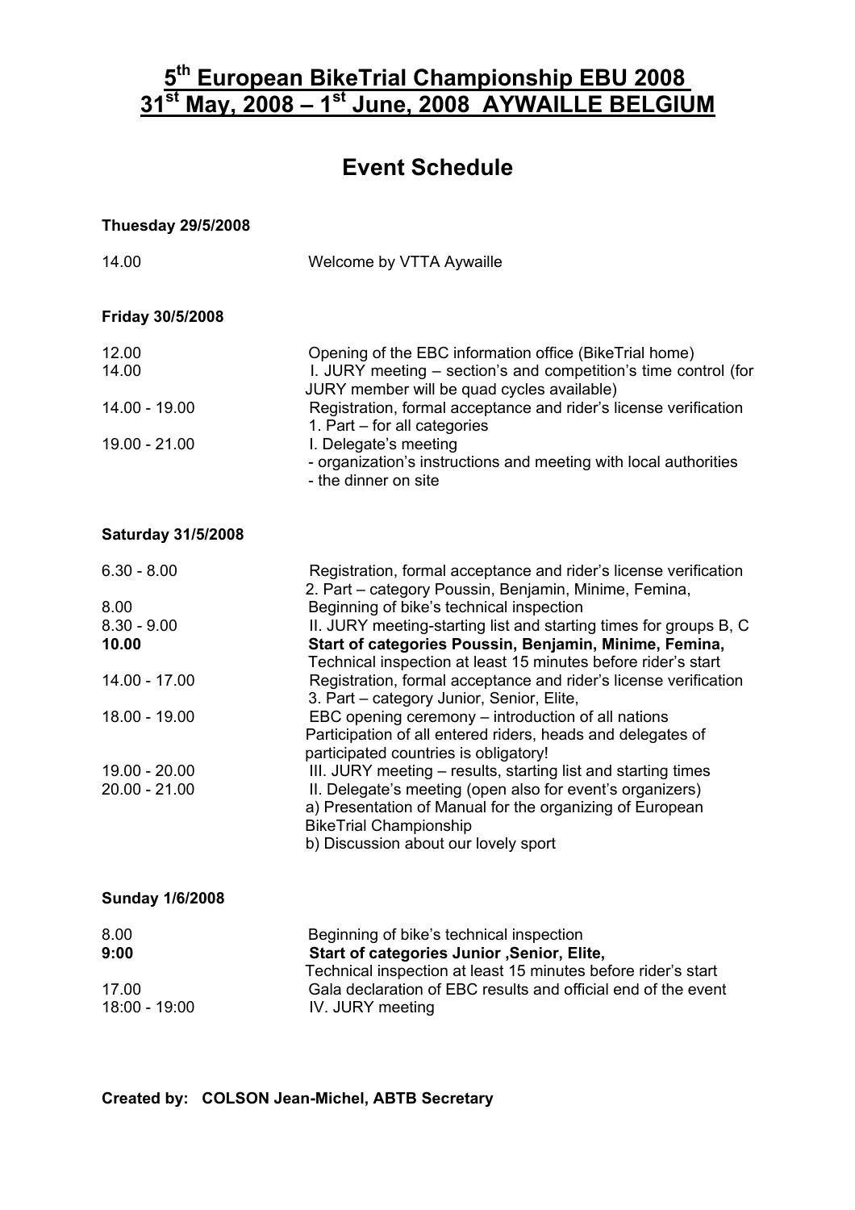# 5th European BikeTrial Championship EBU 2008
# 31st May, 2008 – 1st June, 2008 AYWAILLE BELGIUM

## Event Schedule

**Thuesday 29/5/2008**

| | |
|---|---|
| 14.00 | Welcome by VTTA Aywaille |

**Friday 30/5/2008**

| | |
|---|---|
| 12.00 | Opening of the EBC information office (BikeTrial home) |
| 14.00 | I. JURY meeting – section's and competition's time control (for JURY member will be quad cycles available) |
| 14.00 - 19.00 | Registration, formal acceptance and rider's license verification 1. Part – for all categories |
| 19.00 - 21.00 | I. Delegate's meeting<br>- organization's instructions and meeting with local authorities<br>- the dinner on site |

**Saturday 31/5/2008**

| | |
|---|---|
| 6.30 - 8.00 | Registration, formal acceptance and rider's license verification 2. Part – category Poussin, Benjamin, Minime, Femina, |
| 8.00 | Beginning of bike's technical inspection |
| 8.30 - 9.00 | II. JURY meeting-starting list and starting times for groups B, C |
| **10.00** | **Start of categories Poussin, Benjamin, Minime, Femina,**<br>Technical inspection at least 15 minutes before rider's start |
| 14.00 - 17.00 | Registration, formal acceptance and rider's license verification 3. Part – category Junior, Senior, Elite, |
| 18.00 - 19.00 | EBC opening ceremony – introduction of all nations<br>Participation of all entered riders, heads and delegates of participated countries is obligatory! |
| 19.00 - 20.00 | III. JURY meeting – results, starting list and starting times |
| 20.00 - 21.00 | II. Delegate's meeting (open also for event's organizers)<br>a) Presentation of Manual for the organizing of European BikeTrial Championship<br>b) Discussion about our lovely sport |

**Sunday 1/6/2008**

| | |
|---|---|
| 8.00 | Beginning of bike's technical inspection |
| **9:00** | **Start of categories Junior ,Senior, Elite,**<br>Technical inspection at least 15 minutes before rider's start |
| 17.00 | Gala declaration of EBC results and official end of the event |
| 18:00 - 19:00 | IV. JURY meeting |

**Created by: COLSON Jean-Michel, ABTB Secretary**